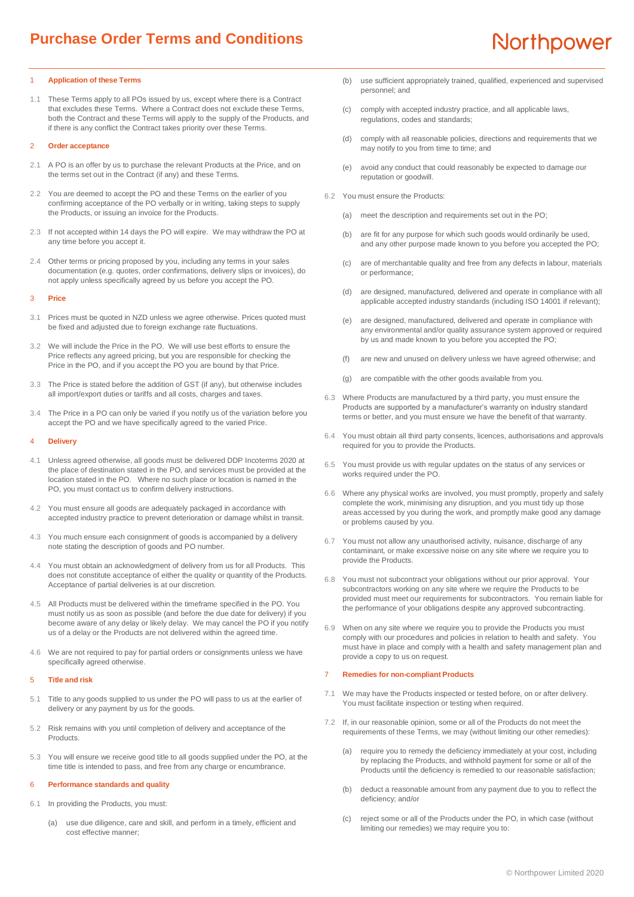# Purchase Order Terms and Conditions

Northpower

## 1 Application of these Terms

1.1 These Terms apply to all POs issued by us, except where there is a Contract that excludes these Terms. Where a Contract does not exclude these Terms, both the Contract and these Terms will apply to the supply of the Products, and if there is any conflict the Contract takes priority over these Terms.

## 2 Order acceptance

2.1 A PO is an offer by us to purchase the relevant Products at the Price, and on the terms set out in the Contract (if any) and these Terms.

2.2 You are deemed to accept the PO and these Terms on the earlier of you confirming acceptance of the PO verbally or in writing, taking steps to supply the Products, or issuing an invoice for the Products.

2.3 If not accepted within 14 days the PO will expire. We may withdraw the PO at any time before you accept it.

2.4 Other terms or pricing proposed by you, including any terms in your sales documentation (e.g. quotes, order confirmations, delivery slips or invoices), do not apply unless specifically agreed by us before you accept the PO.

## 3 Price

3.1 Prices must be quoted in NZD unless we agree otherwise. Prices quoted must be fixed and adjusted due to foreign exchange rate fluctuations.

3.2 We will include the Price in the PO. We will use best efforts to ensure the Price reflects any agreed pricing, but you are responsible for checking the Price in the PO, and if you accept the PO you are bound by that Price.

3.3 The Price is stated before the addition of GST (if any), but otherwise includes all import/export duties or tariffs and all costs, charges and taxes.

3.4 The Price in a PO can only be varied if you notify us of the variation before you accept the PO and we have specifically agreed to the varied Price.

## 4 Delivery

4.1 Unless agreed otherwise, all goods must be delivered DDP Incoterms 2020 at the place of destination stated in the PO, and services must be provided at the location stated in the PO. Where no such place or location is named in the PO, you must contact us to confirm delivery instructions.

4.2 You must ensure all goods are adequately packaged in accordance with accepted industry practice to prevent deterioration or damage whilst in transit.

4.3 You much ensure each consignment of goods is accompanied by a delivery note stating the description of goods and PO number.

4.4 You must obtain an acknowledgment of delivery from us for all Products. This does not constitute acceptance of either the quality or quantity of the Products. Acceptance of partial deliveries is at our discretion.

4.5 All Products must be delivered within the timeframe specified in the PO. You must notify us as soon as possible (and before the due date for delivery) if you become aware of any delay or likely delay. We may cancel the PO if you notify us of a delay or the Products are not delivered within the agreed time.

4.6 We are not required to pay for partial orders or consignments unless we have specifically agreed otherwise.

## 5 Title and risk

5.1 Title to any goods supplied to us under the PO will pass to us at the earlier of delivery or any payment by us for the goods.

5.2 Risk remains with you until completion of delivery and acceptance of the Products.

5.3 You will ensure we receive good title to all goods supplied under the PO, at the time title is intended to pass, and free from any charge or encumbrance.

## 6 Performance standards and quality

6.1 In providing the Products, you must:

(a) use due diligence, care and skill, and perform in a timely, efficient and cost effective manner;

(b) use sufficient appropriately trained, qualified, experienced and supervised personnel; and

(c) comply with accepted industry practice, and all applicable laws, regulations, codes and standards;

(d) comply with all reasonable policies, directions and requirements that we may notify to you from time to time; and

(e) avoid any conduct that could reasonably be expected to damage our reputation or goodwill.

6.2 You must ensure the Products:

(a) meet the description and requirements set out in the PO;

(b) are fit for any purpose for which such goods would ordinarily be used, and any other purpose made known to you before you accepted the PO;

(c) are of merchantable quality and free from any defects in labour, materials or performance;

(d) are designed, manufactured, delivered and operate in compliance with all applicable accepted industry standards (including ISO 14001 if relevant);

(e) are designed, manufactured, delivered and operate in compliance with any environmental and/or quality assurance system approved or required by us and made known to you before you accepted the PO;

(f) are new and unused on delivery unless we have agreed otherwise; and

(g) are compatible with the other goods available from you.

6.3 Where Products are manufactured by a third party, you must ensure the Products are supported by a manufacturer's warranty on industry standard terms or better, and you must ensure we have the benefit of that warranty.

6.4 You must obtain all third party consents, licences, authorisations and approvals required for you to provide the Products.

6.5 You must provide us with regular updates on the status of any services or works required under the PO.

6.6 Where any physical works are involved, you must promptly, properly and safely complete the work, minimising any disruption, and you must tidy up those areas accessed by you during the work, and promptly make good any damage or problems caused by you.

6.7 You must not allow any unauthorised activity, nuisance, discharge of any contaminant, or make excessive noise on any site where we require you to provide the Products.

6.8 You must not subcontract your obligations without our prior approval. Your subcontractors working on any site where we require the Products to be provided must meet our requirements for subcontractors. You remain liable for the performance of your obligations despite any approved subcontracting.

6.9 When on any site where we require you to provide the Products you must comply with our procedures and policies in relation to health and safety. You must have in place and comply with a health and safety management plan and provide a copy to us on request.

## 7 Remedies for non-compliant Products

7.1 We may have the Products inspected or tested before, on or after delivery. You must facilitate inspection or testing when required.

7.2 If, in our reasonable opinion, some or all of the Products do not meet the requirements of these Terms, we may (without limiting our other remedies):

(a) require you to remedy the deficiency immediately at your cost, including by replacing the Products, and withhold payment for some or all of the Products until the deficiency is remedied to our reasonable satisfaction;

(b) deduct a reasonable amount from any payment due to you to reflect the deficiency; and/or

(c) reject some or all of the Products under the PO, in which case (without limiting our remedies) we may require you to: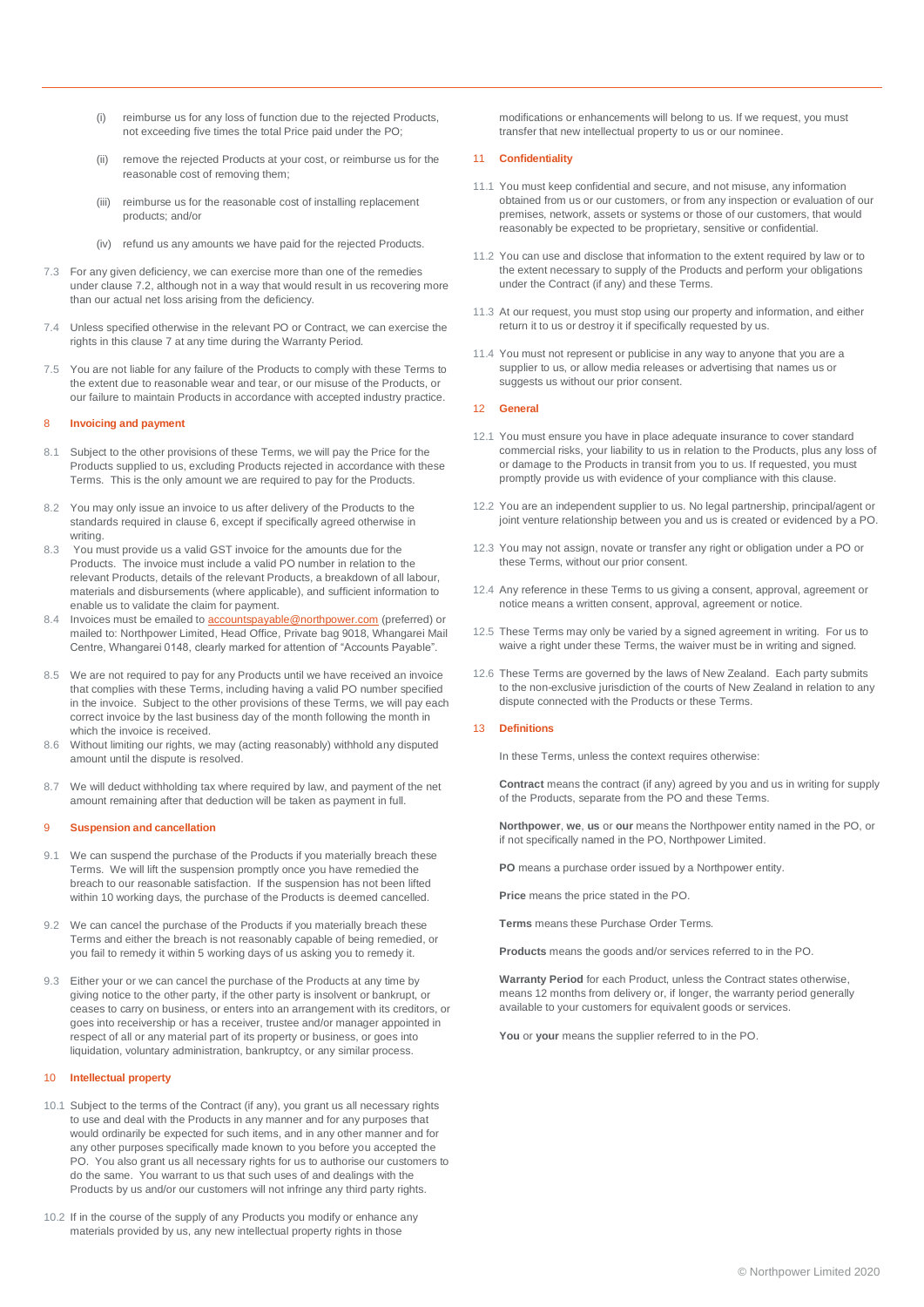(i) reimburse us for any loss of function due to the rejected Products, not exceeding five times the total Price paid under the PO;

(ii) remove the rejected Products at your cost, or reimburse us for the reasonable cost of removing them;

(iii) reimburse us for the reasonable cost of installing replacement products; and/or

(iv) refund us any amounts we have paid for the rejected Products.

7.3 For any given deficiency, we can exercise more than one of the remedies under clause 7.2, although not in a way that would result in us recovering more than our actual net loss arising from the deficiency.

7.4 Unless specified otherwise in the relevant PO or Contract, we can exercise the rights in this clause 7 at any time during the Warranty Period.

7.5 You are not liable for any failure of the Products to comply with these Terms to the extent due to reasonable wear and tear, or our misuse of the Products, or our failure to maintain Products in accordance with accepted industry practice.

## 8 Invoicing and payment

8.1 Subject to the other provisions of these Terms, we will pay the Price for the Products supplied to us, excluding Products rejected in accordance with these Terms. This is the only amount we are required to pay for the Products.

8.2 You may only issue an invoice to us after delivery of the Products to the standards required in clause 6, except if specifically agreed otherwise in writing.

8.3 You must provide us a valid GST invoice for the amounts due for the Products. The invoice must include a valid PO number in relation to the relevant Products, details of the relevant Products, a breakdown of all labour, materials and disbursements (where applicable), and sufficient information to enable us to validate the claim for payment.

8.4 Invoices must be emailed to accountspayable@northpower.com (preferred) or mailed to: Northpower Limited, Head Office, Private bag 9018, Whangarei Mail Centre, Whangarei 0148, clearly marked for attention of "Accounts Payable".

8.5 We are not required to pay for any Products until we have received an invoice that complies with these Terms, including having a valid PO number specified in the invoice. Subject to the other provisions of these Terms, we will pay each correct invoice by the last business day of the month following the month in which the invoice is received.

8.6 Without limiting our rights, we may (acting reasonably) withhold any disputed amount until the dispute is resolved.

8.7 We will deduct withholding tax where required by law, and payment of the net amount remaining after that deduction will be taken as payment in full.

## 9 Suspension and cancellation

9.1 We can suspend the purchase of the Products if you materially breach these Terms. We will lift the suspension promptly once you have remedied the breach to our reasonable satisfaction. If the suspension has not been lifted within 10 working days, the purchase of the Products is deemed cancelled.

9.2 We can cancel the purchase of the Products if you materially breach these Terms and either the breach is not reasonably capable of being remedied, or you fail to remedy it within 5 working days of us asking you to remedy it.

9.3 Either you or we can cancel the purchase of the Products at any time by giving notice to the other party, if the other party is insolvent or bankrupt, or ceases to carry on business, or enters into an arrangement with its creditors, or goes into receivership or has a receiver, trustee and/or manager appointed in respect of all or any material part of its property or business, or goes into liquidation, voluntary administration, bankruptcy, or any similar process.

## 10 Intellectual property

10.1 Subject to the terms of the Contract (if any), you grant us all necessary rights to use and deal with the Products in any manner and for any purposes that would ordinarily be expected for such items, and in any other manner and for any other purposes specifically made known to you before you accepted the PO. You also grant us all necessary rights for us to authorise our customers to do the same. You warrant to us that such uses of and dealings with the Products by us and/or our customers will not infringe any third party rights.

10.2 If in the course of the supply of any Products you modify or enhance any materials provided by us, any new intellectual property rights in those modifications or enhancements will belong to us. If we request, you must transfer that new intellectual property to us or our nominee.

## 11 Confidentiality

11.1 You must keep confidential and secure, and not misuse, any information obtained from us or our customers, or from any inspection or evaluation of our premises, network, assets or systems or those of our customers, that would reasonably be expected to be proprietary, sensitive or confidential.

11.2 You can use and disclose that information to the extent required by law or to the extent necessary to supply of the Products and perform your obligations under the Contract (if any) and these Terms.

11.3 At our request, you must stop using our property and information, and either return it to us or destroy it if specifically requested by us.

11.4 You must not represent or publicise in any way to anyone that you are a supplier to us, or allow media releases or advertising that names us or suggests us without our prior consent.

## 12 General

12.1 You must ensure you have in place adequate insurance to cover standard commercial risks, your liability to us in relation to the Products, plus any loss of or damage to the Products in transit from you to us. If requested, you must promptly provide us with evidence of your compliance with this clause.

12.2 You are an independent supplier to us. No legal partnership, principal/agent or joint venture relationship between you and us is created or evidenced by a PO.

12.3 You may not assign, novate or transfer any right or obligation under a PO or these Terms, without our prior consent.

12.4 Any reference in these Terms to us giving a consent, approval, agreement or notice means a written consent, approval, agreement or notice.

12.5 These Terms may only be varied by a signed agreement in writing. For us to waive a right under these Terms, the waiver must be in writing and signed.

12.6 These Terms are governed by the laws of New Zealand. Each party submits to the non-exclusive jurisdiction of the courts of New Zealand in relation to any dispute connected with the Products or these Terms.

## 13 Definitions

In these Terms, unless the context requires otherwise:

**Contract** means the contract (if any) agreed by you and us in writing for supply of the Products, separate from the PO and these Terms.

**Northpower**, **we**, **us** or **our** means the Northpower entity named in the PO, or if not specifically named in the PO, Northpower Limited.

**PO** means a purchase order issued by a Northpower entity.

**Price** means the price stated in the PO.

**Terms** means these Purchase Order Terms.

**Products** means the goods and/or services referred to in the PO.

**Warranty Period** for each Product, unless the Contract states otherwise, means 12 months from delivery or, if longer, the warranty period generally available to your customers for equivalent goods or services.

**You** or **your** means the supplier referred to in the PO.